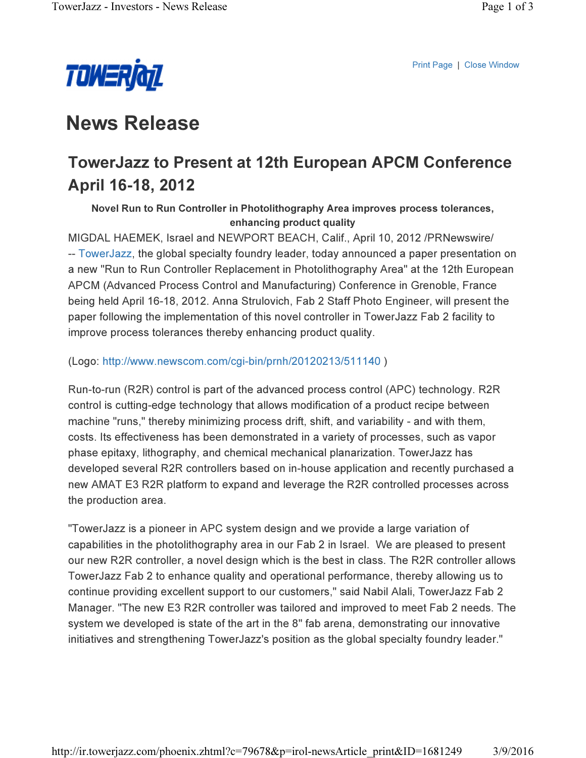Print Page | Close Window

# News Release

## TowerJazz to Present at 12th European APCM Conference April 16-18, 2012

**Novel Run to Run Controller in Photolithography Area improves process tolerances, enhancing product quality**

MIGDAL HAEMEK, Israel and NEWPORT BEACH, Calif., April 10, 2012 /PRNewswire/ -- TowerJazz, the global specialty foundry leader, today announced a paper presentation on a new "Run to Run Controller Replacement in Photolithography Area" at the 12th European APCM (Advanced Process Control and Manufacturing) Conference in Grenoble, France being held April 16-18, 2012. Anna Strulovich, Fab 2 Staff Photo Engineer, will present the paper following the implementation of this novel controller in TowerJazz Fab 2 facility to improve process tolerances thereby enhancing product quality.

(Logo: http://www.newscom.com/cgi-bin/prnh/20120213/511140 )

Run-to-run (R2R) control is part of the advanced process control (APC) technology. R2R control is cutting-edge technology that allows modification of a product recipe between machine "runs," thereby minimizing process drift, shift, and variability - and with them, costs. Its effectiveness has been demonstrated in a variety of processes, such as vapor phase epitaxy, lithography, and chemical mechanical planarization. TowerJazz has developed several R2R controllers based on in-house application and recently purchased a new AMAT E3 R2R platform to expand and leverage the R2R controlled processes across the production area.

"TowerJazz is a pioneer in APC system design and we provide a large variation of capabilities in the photolithography area in our Fab 2 in Israel. We are pleased to present our new R2R controller, a novel design which is the best in class. The R2R controller allows TowerJazz Fab 2 to enhance quality and operational performance, thereby allowing us to continue providing excellent support to our customers," said Nabil Alali, TowerJazz Fab 2 Manager. "The new E3 R2R controller was tailored and improved to meet Fab 2 needs. The system we developed is state of the art in the 8" fab arena, demonstrating our innovative initiatives and strengthening TowerJazz's position as the global specialty foundry leader."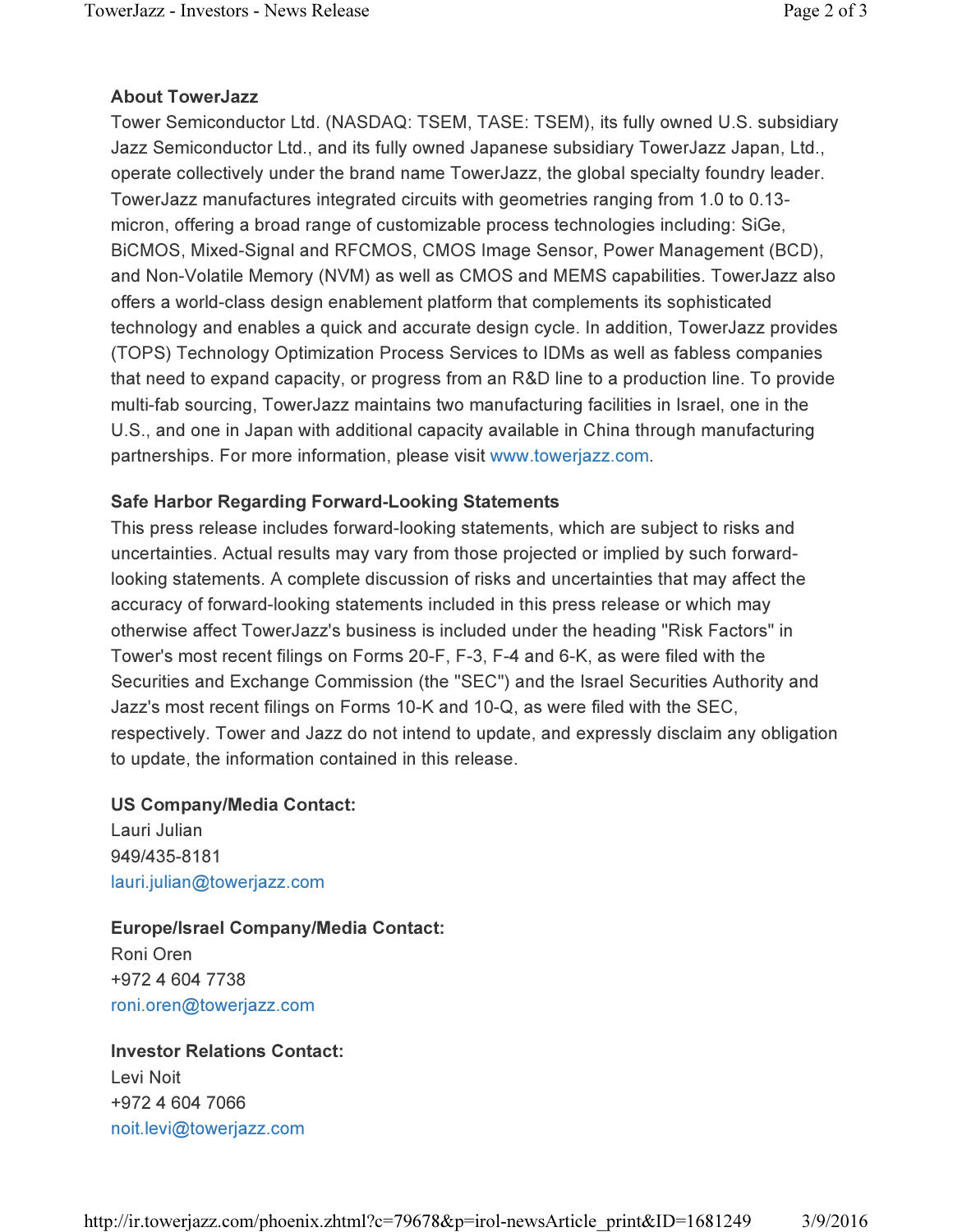### About TowerJazz

Tower Semiconductor Ltd. (NASDAQ: TSEM, TASE: TSEM), its fully owned U.S. subsidiary Jazz Semiconductor Ltd., and its fully owned Japanese subsidiary TowerJazz Japan, Ltd., operate collectively under the brand name TowerJazz, the global specialty foundry leader. TowerJazz manufactures integrated circuits with geometries ranging from 1.0 to 0.13-micron, offering a broad range of customizable process technologies including: SiGe, BiCMOS, Mixed-Signal and RFCMOS, CMOS Image Sensor, Power Management (BCD), and Non-Volatile Memory (NVM) as well as CMOS and MEMS capabilities. TowerJazz also offers a world-class design enablement platform that complements its sophisticated technology and enables a quick and accurate design cycle. In addition, TowerJazz provides (TOPS) Technology Optimization Process Services to IDMs as well as fabless companies that need to expand capacity, or progress from an R&D line to a production line. To provide multi-fab sourcing, TowerJazz maintains two manufacturing facilities in Israel, one in the U.S., and one in Japan with additional capacity available in China through manufacturing partnerships. For more information, please visit www.towerjazz.com.

### Safe Harbor Regarding Forward-Looking Statements

This press release includes forward-looking statements, which are subject to risks and uncertainties. Actual results may vary from those projected or implied by such forward-looking statements. A complete discussion of risks and uncertainties that may affect the accuracy of forward-looking statements included in this press release or which may otherwise affect TowerJazz's business is included under the heading "Risk Factors" in Tower's most recent filings on Forms 20-F, F-3, F-4 and 6-K, as were filed with the Securities and Exchange Commission (the "SEC") and the Israel Securities Authority and Jazz's most recent filings on Forms 10-K and 10-Q, as were filed with the SEC, respectively. Tower and Jazz do not intend to update, and expressly disclaim any obligation to update, the information contained in this release.

**US Company/Media Contact:**
Lauri Julian
949/435-8181
lauri.julian@towerjazz.com

**Europe/Israel Company/Media Contact:**
Roni Oren
+972 4 604 7738
roni.oren@towerjazz.com

**Investor Relations Contact:**
Levi Noit
+972 4 604 7066
noit.levi@towerjazz.com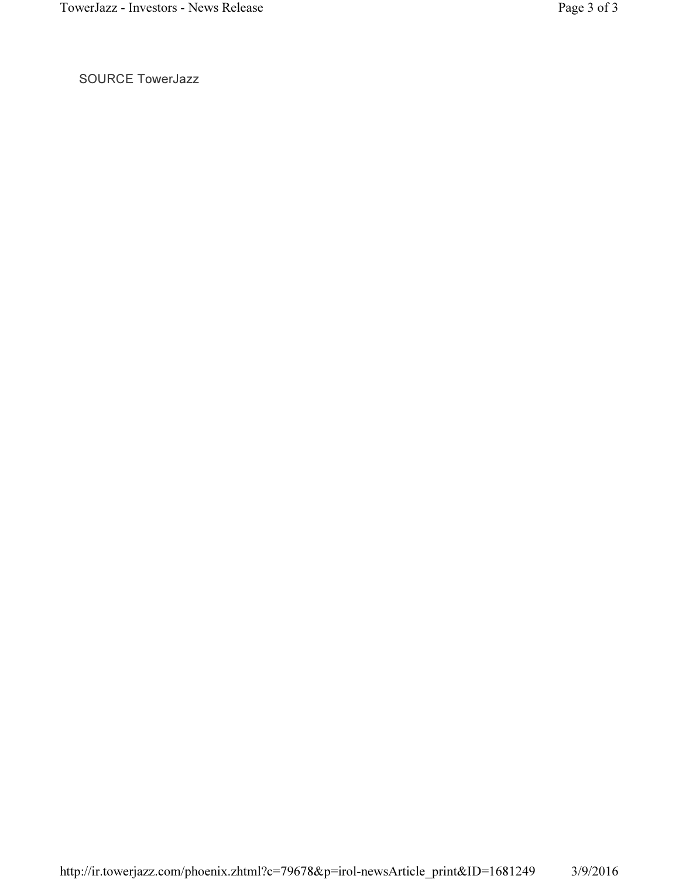SOURCE TowerJazz